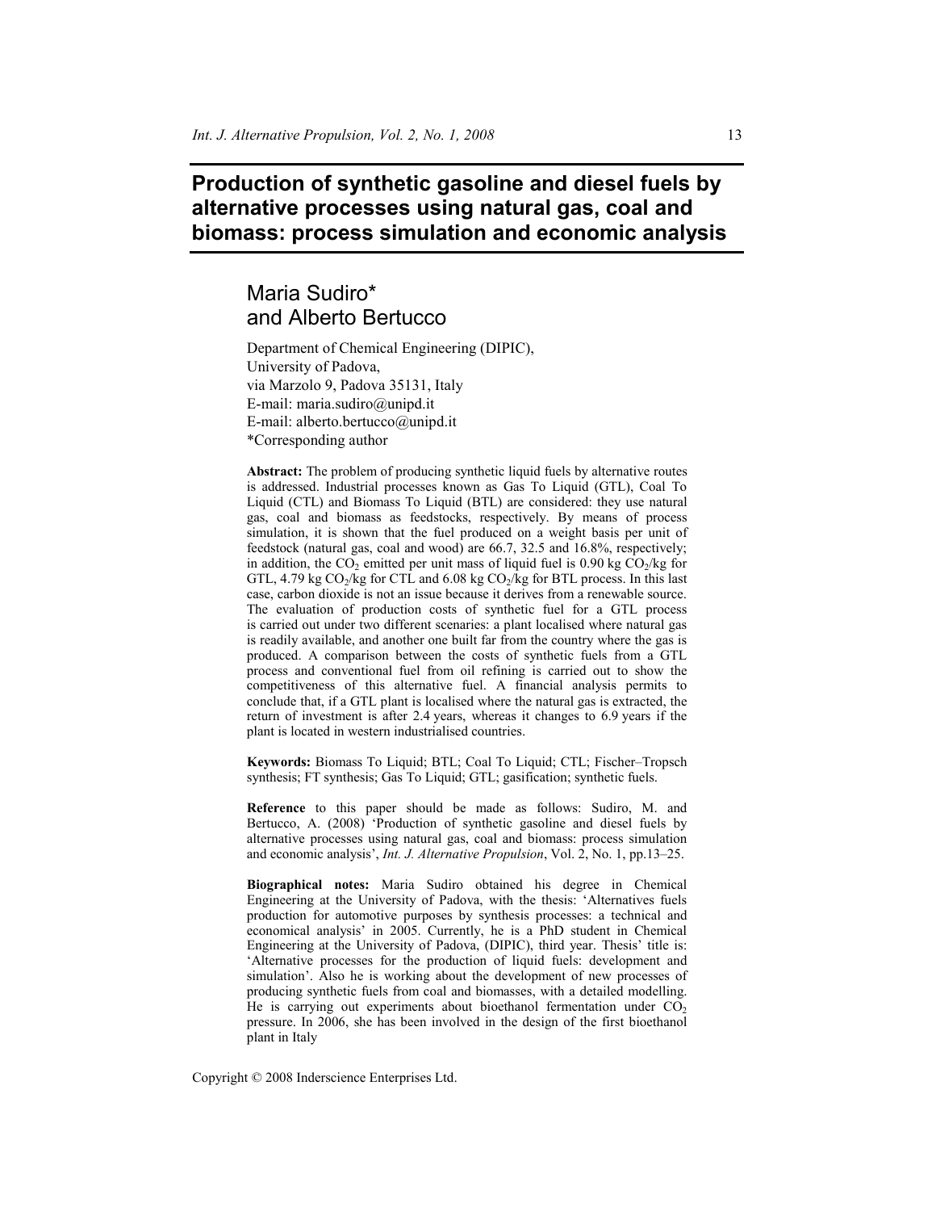# Production of synthetic gasoline and diesel fuels by alternative processes using natural gas, coal and biomass: process simulation and economic analysis

## Maria Sudiro* and Alberto Bertucco

Department of Chemical Engineering (DIPIC),
University of Padova,
via Marzolo 9, Padova 35131, Italy
E-mail: maria.sudiro@unipd.it
E-mail: alberto.bertucco@unipd.it
*Corresponding author

**Abstract:** The problem of producing synthetic liquid fuels by alternative routes is addressed. Industrial processes known as Gas To Liquid (GTL), Coal To Liquid (CTL) and Biomass To Liquid (BTL) are considered: they use natural gas, coal and biomass as feedstocks, respectively. By means of process simulation, it is shown that the fuel produced on a weight basis per unit of feedstock (natural gas, coal and wood) are 66.7, 32.5 and 16.8%, respectively; in addition, the $CO_2$ emitted per unit mass of liquid fuel is 0.90 kg $CO_2$/kg for GTL, 4.79 kg $CO_2$/kg for CTL and 6.08 kg $CO_2$/kg for BTL process. In this last case, carbon dioxide is not an issue because it derives from a renewable source. The evaluation of production costs of synthetic fuel for a GTL process is carried out under two different scenaries: a plant localised where natural gas is readily available, and another one built far from the country where the gas is produced. A comparison between the costs of synthetic fuels from a GTL process and conventional fuel from oil refining is carried out to show the competitiveness of this alternative fuel. A financial analysis permits to conclude that, if a GTL plant is localised where the natural gas is extracted, the return of investment is after 2.4 years, whereas it changes to 6.9 years if the plant is located in western industrialised countries.

**Keywords:** Biomass To Liquid; BTL; Coal To Liquid; CTL; Fischer–Tropsch synthesis; FT synthesis; Gas To Liquid; GTL; gasification; synthetic fuels.

**Reference** to this paper should be made as follows: Sudiro, M. and Bertucco, A. (2008) 'Production of synthetic gasoline and diesel fuels by alternative processes using natural gas, coal and biomass: process simulation and economic analysis', *Int. J. Alternative Propulsion*, Vol. 2, No. 1, pp.13–25.

**Biographical notes:** Maria Sudiro obtained his degree in Chemical Engineering at the University of Padova, with the thesis: 'Alternatives fuels production for automotive purposes by synthesis processes: a technical and economical analysis' in 2005. Currently, he is a PhD student in Chemical Engineering at the University of Padova, (DIPIC), third year. Thesis' title is: 'Alternative processes for the production of liquid fuels: development and simulation'. Also he is working about the development of new processes of producing synthetic fuels from coal and biomasses, with a detailed modelling. He is carrying out experiments about bioethanol fermentation under $CO_2$ pressure. In 2006, she has been involved in the design of the first bioethanol plant in Italy

Copyright © 2008 Inderscience Enterprises Ltd.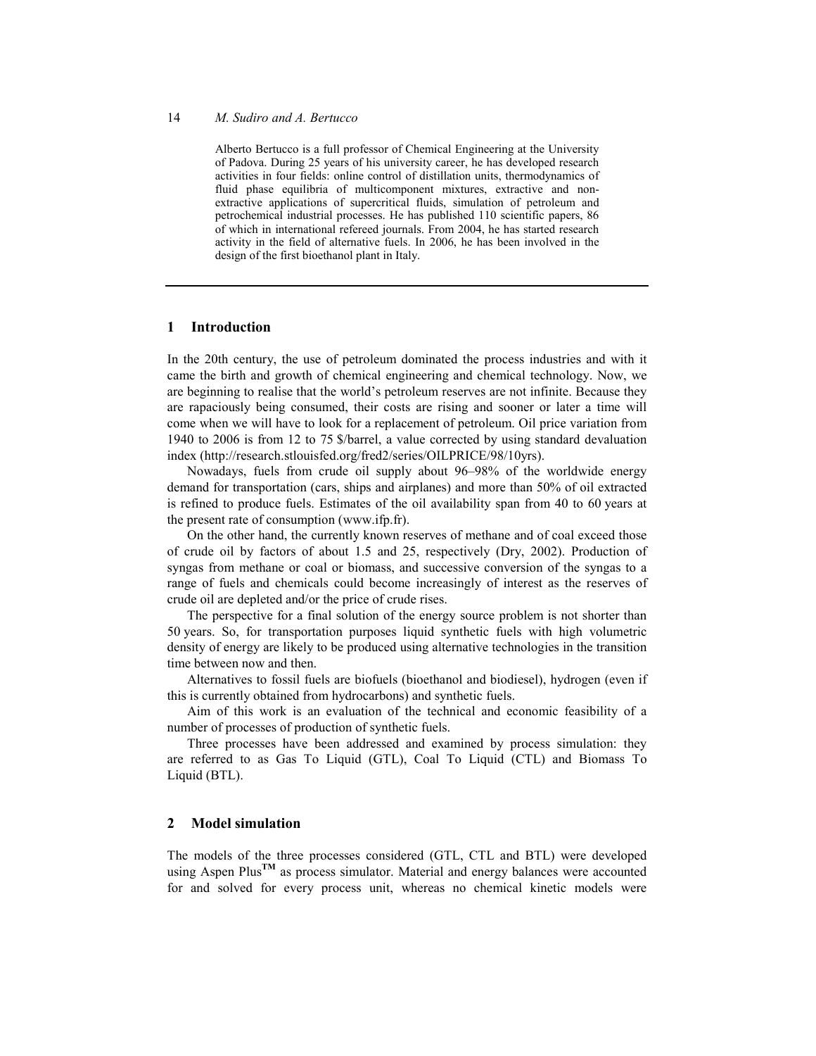Alberto Bertucco is a full professor of Chemical Engineering at the University of Padova. During 25 years of his university career, he has developed research activities in four fields: online control of distillation units, thermodynamics of fluid phase equilibria of multicomponent mixtures, extractive and non-extractive applications of supercritical fluids, simulation of petroleum and petrochemical industrial processes. He has published 110 scientific papers, 86 of which in international refereed journals. From 2004, he has started research activity in the field of alternative fuels. In 2006, he has been involved in the design of the first bioethanol plant in Italy.

## 1 Introduction

In the 20th century, the use of petroleum dominated the process industries and with it came the birth and growth of chemical engineering and chemical technology. Now, we are beginning to realise that the world's petroleum reserves are not infinite. Because they are rapaciously being consumed, their costs are rising and sooner or later a time will come when we will have to look for a replacement of petroleum. Oil price variation from 1940 to 2006 is from 12 to 75 $/barrel, a value corrected by using standard devaluation index (http://research.stlouisfed.org/fred2/series/OILPRICE/98/10yrs).

Nowadays, fuels from crude oil supply about 96–98% of the worldwide energy demand for transportation (cars, ships and airplanes) and more than 50% of oil extracted is refined to produce fuels. Estimates of the oil availability span from 40 to 60 years at the present rate of consumption (www.ifp.fr).

On the other hand, the currently known reserves of methane and of coal exceed those of crude oil by factors of about 1.5 and 25, respectively (Dry, 2002). Production of syngas from methane or coal or biomass, and successive conversion of the syngas to a range of fuels and chemicals could become increasingly of interest as the reserves of crude oil are depleted and/or the price of crude rises.

The perspective for a final solution of the energy source problem is not shorter than 50 years. So, for transportation purposes liquid synthetic fuels with high volumetric density of energy are likely to be produced using alternative technologies in the transition time between now and then.

Alternatives to fossil fuels are biofuels (bioethanol and biodiesel), hydrogen (even if this is currently obtained from hydrocarbons) and synthetic fuels.

Aim of this work is an evaluation of the technical and economic feasibility of a number of processes of production of synthetic fuels.

Three processes have been addressed and examined by process simulation: they are referred to as Gas To Liquid (GTL), Coal To Liquid (CTL) and Biomass To Liquid (BTL).

## 2 Model simulation

The models of the three processes considered (GTL, CTL and BTL) were developed using Aspen Plus™ as process simulator. Material and energy balances were accounted for and solved for every process unit, whereas no chemical kinetic models were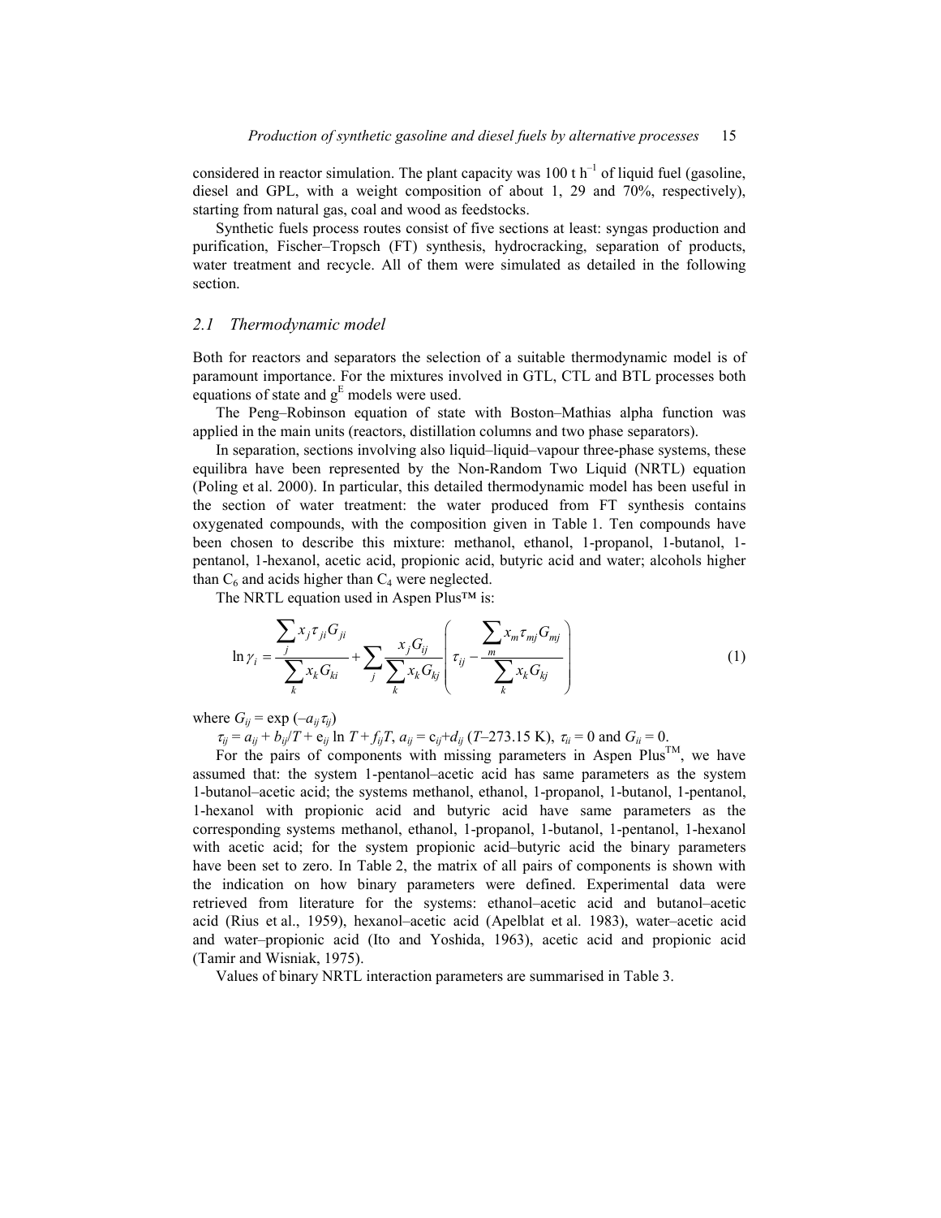considered in reactor simulation. The plant capacity was 100 t $h^{-1}$ of liquid fuel (gasoline, diesel and GPL, with a weight composition of about 1, 29 and 70%, respectively), starting from natural gas, coal and wood as feedstocks.

Synthetic fuels process routes consist of five sections at least: syngas production and purification, Fischer–Tropsch (FT) synthesis, hydrocracking, separation of products, water treatment and recycle. All of them were simulated as detailed in the following section.

### *2.1 Thermodynamic model*

Both for reactors and separators the selection of a suitable thermodynamic model is of paramount importance. For the mixtures involved in GTL, CTL and BTL processes both equations of state and $g^E$ models were used.

The Peng–Robinson equation of state with Boston–Mathias alpha function was applied in the main units (reactors, distillation columns and two phase separators).

In separation, sections involving also liquid–liquid–vapour three-phase systems, these equilibra have been represented by the Non-Random Two Liquid (NRTL) equation (Poling et al. 2000). In particular, this detailed thermodynamic model has been useful in the section of water treatment: the water produced from FT synthesis contains oxygenated compounds, with the composition given in Table 1. Ten compounds have been chosen to describe this mixture: methanol, ethanol, 1-propanol, 1-butanol, 1-pentanol, 1-hexanol, acetic acid, propionic acid, butyric acid and water; alcohols higher than $C_6$ and acids higher than $C_4$ were neglected.

The NRTL equation used in Aspen Plus™ is:

$$\ln \gamma_i = \frac{\sum_j x_j \tau_{ji} G_{ji}}{\sum_k x_k G_{ki}} + \sum_j \frac{x_j G_{ij}}{\sum_k x_k G_{kj}} \left( \tau_{ij} - \frac{\sum_m x_m \tau_{mj} G_{mj}}{\sum_k x_k G_{kj}} \right) \tag{1}$$

where $G_{ij} = \exp(-a_{ij} \tau_{ij})$

$\tau_{ij} = a_{ij} + b_{ij}/T + e_{ij} \ln T + f_{ij} T$, $a_{ij} = c_{ij} + d_{ij}\,(T - 273.15\text{ K})$, $\tau_{ii} = 0$ and $G_{ii} = 0$.

For the pairs of components with missing parameters in Aspen Plus™, we have assumed that: the system 1-pentanol–acetic acid has same parameters as the system 1-butanol–acetic acid; the systems methanol, ethanol, 1-propanol, 1-butanol, 1-pentanol, 1-hexanol with propionic acid and butyric acid have same parameters as the corresponding systems methanol, ethanol, 1-propanol, 1-butanol, 1-pentanol, 1-hexanol with acetic acid; for the system propionic acid–butyric acid the binary parameters have been set to zero. In Table 2, the matrix of all pairs of components is shown with the indication on how binary parameters were defined. Experimental data were retrieved from literature for the systems: ethanol–acetic acid and butanol–acetic acid (Rius et al., 1959), hexanol–acetic acid (Apelblat et al. 1983), water–acetic acid and water–propionic acid (Ito and Yoshida, 1963), acetic acid and propionic acid (Tamir and Wisniak, 1975).

Values of binary NRTL interaction parameters are summarised in Table 3.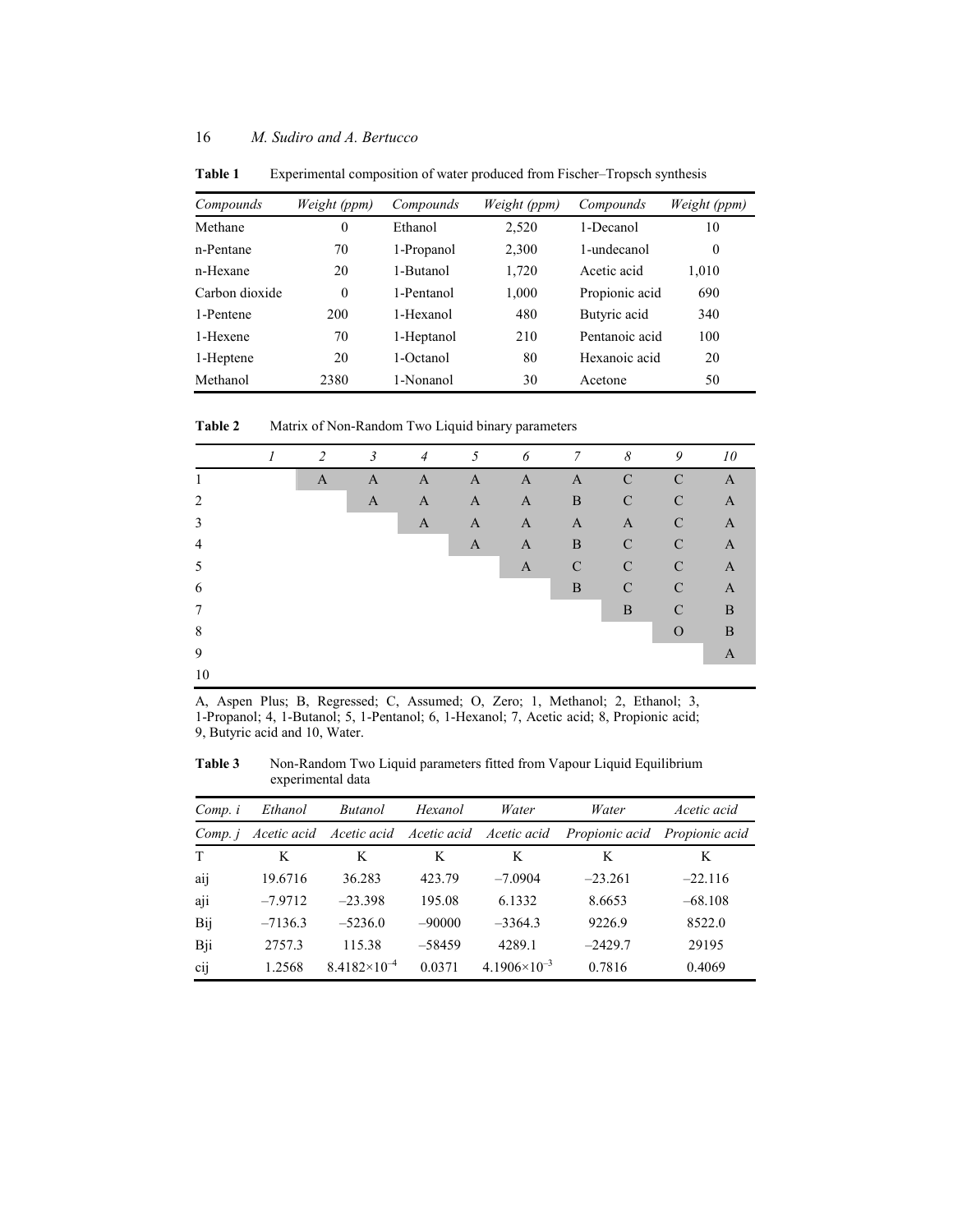**Table 1** Experimental composition of water produced from Fischer–Tropsch synthesis

| *Compounds* | *Weight (ppm)* | *Compounds* | *Weight (ppm)* | *Compounds* | *Weight (ppm)* |
|---|---|---|---|---|---|
| Methane | 0 | Ethanol | 2,520 | 1-Decanol | 10 |
| n-Pentane | 70 | 1-Propanol | 2,300 | 1-undecanol | 0 |
| n-Hexane | 20 | 1-Butanol | 1,720 | Acetic acid | 1,010 |
| Carbon dioxide | 0 | 1-Pentanol | 1,000 | Propionic acid | 690 |
| 1-Pentene | 200 | 1-Hexanol | 480 | Butyric acid | 340 |
| 1-Hexene | 70 | 1-Heptanol | 210 | Pentanoic acid | 100 |
| 1-Heptene | 20 | 1-Octanol | 80 | Hexanoic acid | 20 |
| Methanol | 2380 | 1-Nonanol | 30 | Acetone | 50 |

**Table 2** Matrix of Non-Random Two Liquid binary parameters

| | *1* | *2* | *3* | *4* | *5* | *6* | *7* | *8* | *9* | *10* |
|---|---|---|---|---|---|---|---|---|---|---|
| 1 | | A | A | A | A | A | A | C | C | A |
| 2 | | | A | A | A | A | B | C | C | A |
| 3 | | | | A | A | A | A | A | C | A |
| 4 | | | | | A | A | B | C | C | A |
| 5 | | | | | | A | C | C | C | A |
| 6 | | | | | | | B | C | C | A |
| 7 | | | | | | | | B | C | B |
| 8 | | | | | | | | | O | B |
| 9 | | | | | | | | | | A |
| 10 | | | | | | | | | | |

A, Aspen Plus; B, Regressed; C, Assumed; O, Zero; 1, Methanol; 2, Ethanol; 3, 1-Propanol; 4, 1-Butanol; 5, 1-Pentanol; 6, 1-Hexanol; 7, Acetic acid; 8, Propionic acid; 9, Butyric acid and 10, Water.

**Table 3** Non-Random Two Liquid parameters fitted from Vapour Liquid Equilibrium experimental data

| *Comp. i* | *Ethanol* | *Butanol* | *Hexanol* | *Water* | *Water* | *Acetic acid* |
|---|---|---|---|---|---|---|
| *Comp. j* | *Acetic acid* | *Acetic acid* | *Acetic acid* | *Acetic acid* | *Propionic acid* | *Propionic acid* |
| T | K | K | K | K | K | K |
| aij | 19.6716 | 36.283 | 423.79 | –7.0904 | –23.261 | –22.116 |
| aji | –7.9712 | –23.398 | 195.08 | 6.1332 | 8.6653 | –68.108 |
| Bij | –7136.3 | –5236.0 | –90000 | –3364.3 | 9226.9 | 8522.0 |
| Bji | 2757.3 | 115.38 | –58459 | 4289.1 | –2429.7 | 29195 |
| cij | 1.2568 | $8.4182\times10^{-4}$ | 0.0371 | $4.1906\times10^{-3}$ | 0.7816 | 0.4069 |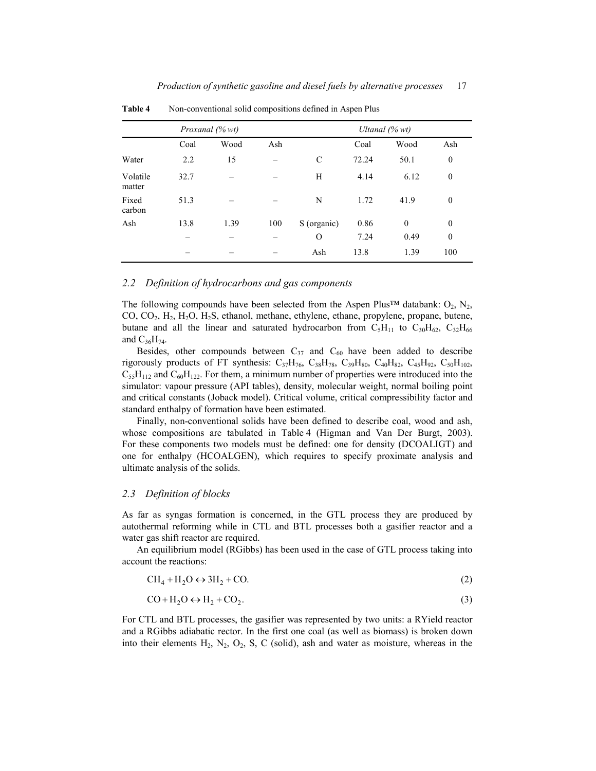**Table 4** Non-conventional solid compositions defined in Aspen Plus

| | *Proxanal (% wt)* | | | | *Ultanal (% wt)* | | |
|---|---|---|---|---|---|---|---|
| | Coal | Wood | Ash | | Coal | Wood | Ash |
| Water | 2.2 | 15 | – | C | 72.24 | 50.1 | 0 |
| Volatile matter | 32.7 | – | – | H | 4.14 | 6.12 | 0 |
| Fixed carbon | 51.3 | – | – | N | 1.72 | 41.9 | 0 |
| Ash | 13.8 | 1.39 | 100 | S (organic) | 0.86 | 0 | 0 |
| | – | – | – | O | 7.24 | 0.49 | 0 |
| | – | – | – | Ash | 13.8 | 1.39 | 100 |

## 2.2 Definition of hydrocarbons and gas components

The following compounds have been selected from the Aspen Plus™ databank: $O_2$, $N_2$, $CO$, $CO_2$, $H_2$, $H_2O$, $H_2S$, ethanol, methane, ethylene, ethane, propylene, propane, butene, butane and all the linear and saturated hydrocarbon from $C_5H_{11}$ to $C_{30}H_{62}$, $C_{32}H_{66}$ and $C_{36}H_{74}$.

Besides, other compounds between $C_{37}$ and $C_{60}$ have been added to describe rigorously products of FT synthesis: $C_{37}H_{76}$, $C_{38}H_{78}$, $C_{39}H_{80}$, $C_{40}H_{82}$, $C_{45}H_{92}$, $C_{50}H_{102}$, $C_{55}H_{112}$ and $C_{60}H_{122}$. For them, a minimum number of properties were introduced into the simulator: vapour pressure (API tables), density, molecular weight, normal boiling point and critical constants (Joback model). Critical volume, critical compressibility factor and standard enthalpy of formation have been estimated.

Finally, non-conventional solids have been defined to describe coal, wood and ash, whose compositions are tabulated in Table 4 (Higman and Van Der Burgt, 2003). For these components two models must be defined: one for density (DCOALIGT) and one for enthalpy (HCOALGEN), which requires to specify proximate analysis and ultimate analysis of the solids.

## 2.3 Definition of blocks

As far as syngas formation is concerned, in the GTL process they are produced by autothermal reforming while in CTL and BTL processes both a gasifier reactor and a water gas shift reactor are required.

An equilibrium model (RGibbs) has been used in the case of GTL process taking into account the reactions:

$$CH_4 + H_2O \leftrightarrow 3H_2 + CO. \tag{2}$$

$$CO + H_2O \leftrightarrow H_2 + CO_2. \tag{3}$$

For CTL and BTL processes, the gasifier was represented by two units: a RYield reactor and a RGibbs adiabatic rector. In the first one coal (as well as biomass) is broken down into their elements $H_2$, $N_2$, $O_2$, S, C (solid), ash and water as moisture, whereas in the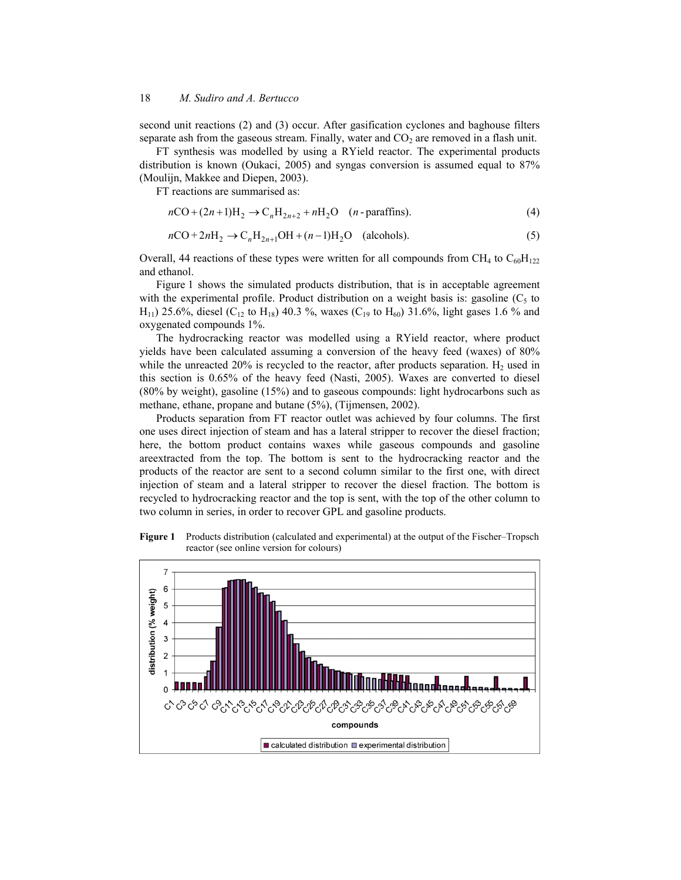second unit reactions (2) and (3) occur. After gasification cyclones and baghouse filters separate ash from the gaseous stream. Finally, water and $CO_2$ are removed in a flash unit.

FT synthesis was modelled by using a RYield reactor. The experimental products distribution is known (Oukaci, 2005) and syngas conversion is assumed equal to 87% (Moulijn, Makkee and Diepen, 2003).

FT reactions are summarised as:

$$n\mathrm{CO} + (2n+1)\mathrm{H}_2 \rightarrow \mathrm{C}_n\mathrm{H}_{2n+2} + n\mathrm{H}_2\mathrm{O} \quad (n\text{-paraffins}). \tag{4}$$

$$n\mathrm{CO} + 2n\mathrm{H}_2 \rightarrow \mathrm{C}_n\mathrm{H}_{2n+1}\mathrm{OH} + (n-1)\mathrm{H}_2\mathrm{O} \quad (\text{alcohols}). \tag{5}$$

Overall, 44 reactions of these types were written for all compounds from $CH_4$ to $C_{60}H_{122}$ and ethanol.

Figure 1 shows the simulated products distribution, that is in acceptable agreement with the experimental profile. Product distribution on a weight basis is: gasoline ($C_5$ to $H_{11}$) 25.6%, diesel ($C_{12}$ to $H_{18}$) 40.3 %, waxes ($C_{19}$ to $H_{60}$) 31.6%, light gases 1.6 % and oxygenated compounds 1%.

The hydrocracking reactor was modelled using a RYield reactor, where product yields have been calculated assuming a conversion of the heavy feed (waxes) of 80% while the unreacted 20% is recycled to the reactor, after products separation. $H_2$ used in this section is 0.65% of the heavy feed (Nasti, 2005). Waxes are converted to diesel (80% by weight), gasoline (15%) and to gaseous compounds: light hydrocarbons such as methane, ethane, propane and butane (5%), (Tijmensen, 2002).

Products separation from FT reactor outlet was achieved by four columns. The first one uses direct injection of steam and has a lateral stripper to recover the diesel fraction; here, the bottom product contains waxes while gaseous compounds and gasoline areextracted from the top. The bottom is sent to the hydrocracking reactor and the products of the reactor are sent to a second column similar to the first one, with direct injection of steam and a lateral stripper to recover the diesel fraction. The bottom is recycled to hydrocracking reactor and the top is sent, with the top of the other column to two column in series, in order to recover GPL and gasoline products.

**Figure 1** Products distribution (calculated and experimental) at the output of the Fischer–Tropsch reactor (see online version for colours)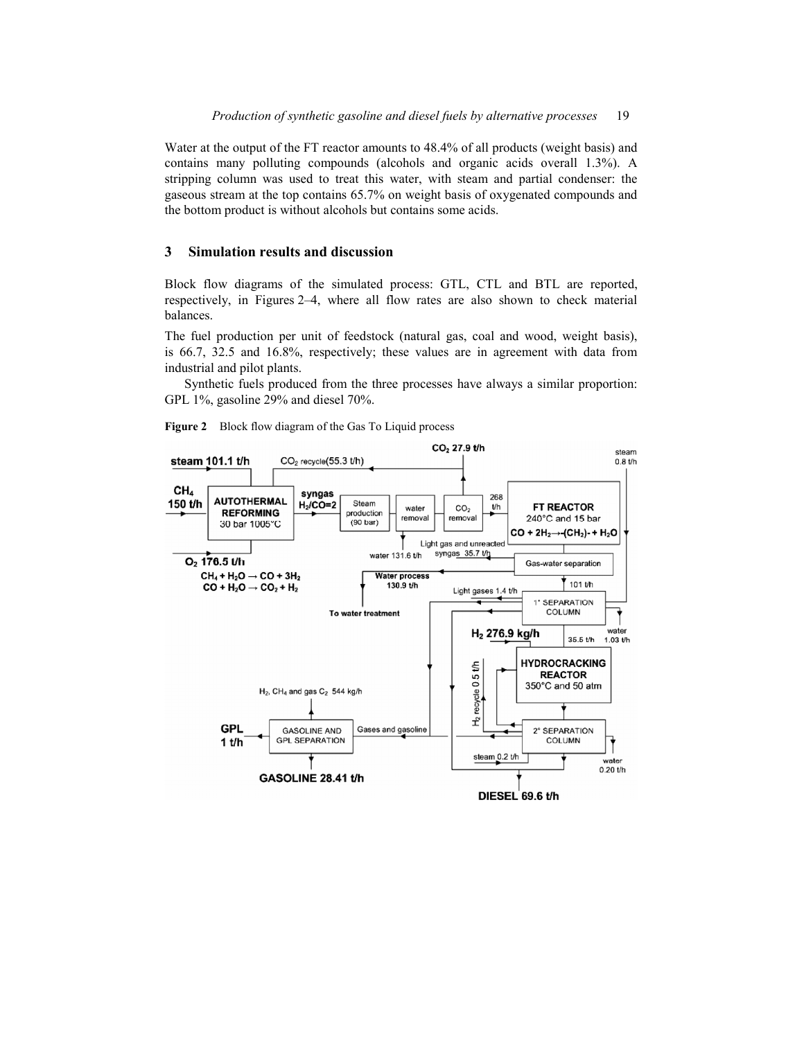Water at the output of the FT reactor amounts to 48.4% of all products (weight basis) and contains many polluting compounds (alcohols and organic acids overall 1.3%). A stripping column was used to treat this water, with steam and partial condenser: the gaseous stream at the top contains 65.7% on weight basis of oxygenated compounds and the bottom product is without alcohols but contains some acids.

## 3 Simulation results and discussion

Block flow diagrams of the simulated process: GTL, CTL and BTL are reported, respectively, in Figures 2–4, where all flow rates are also shown to check material balances.

The fuel production per unit of feedstock (natural gas, coal and wood, weight basis), is 66.7, 32.5 and 16.8%, respectively; these values are in agreement with data from industrial and pilot plants.

Synthetic fuels produced from the three processes have always a similar proportion: GPL 1%, gasoline 29% and diesel 70%.

**Figure 2** Block flow diagram of the Gas To Liquid process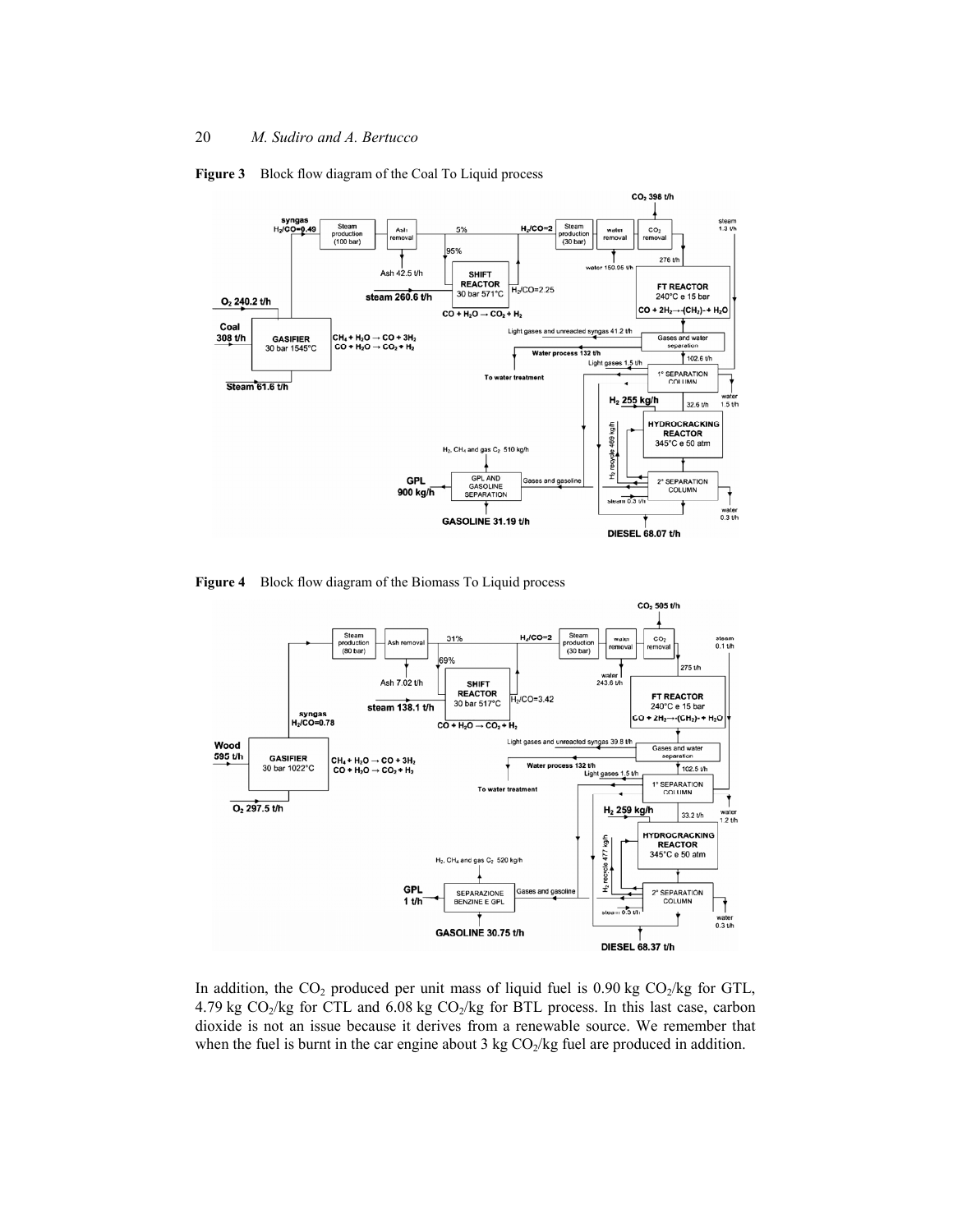**Figure 3** Block flow diagram of the Coal To Liquid process

**Figure 4** Block flow diagram of the Biomass To Liquid process

In addition, the $CO_2$ produced per unit mass of liquid fuel is 0.90 kg $CO_2$/kg for GTL, 4.79 kg $CO_2$/kg for CTL and 6.08 kg $CO_2$/kg for BTL process. In this last case, carbon dioxide is not an issue because it derives from a renewable source. We remember that when the fuel is burnt in the car engine about 3 kg $CO_2$/kg fuel are produced in addition.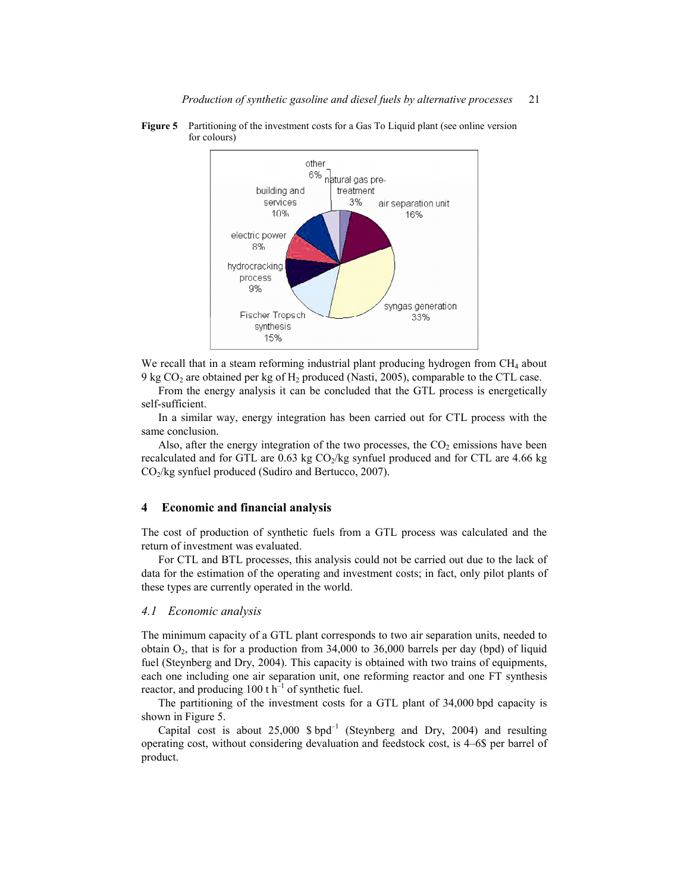**Figure 5** Partitioning of the investment costs for a Gas To Liquid plant (see online version for colours)

We recall that in a steam reforming industrial plant producing hydrogen from $CH_4$ about 9 kg $CO_2$ are obtained per kg of $H_2$ produced (Nasti, 2005), comparable to the CTL case.

From the energy analysis it can be concluded that the GTL process is energetically self-sufficient.

In a similar way, energy integration has been carried out for CTL process with the same conclusion.

Also, after the energy integration of the two processes, the $CO_2$ emissions have been recalculated and for GTL are 0.63 kg $CO_2$/kg synfuel produced and for CTL are 4.66 kg $CO_2$/kg synfuel produced (Sudiro and Bertucco, 2007).

## 4 Economic and financial analysis

The cost of production of synthetic fuels from a GTL process was calculated and the return of investment was evaluated.

For CTL and BTL processes, this analysis could not be carried out due to the lack of data for the estimation of the operating and investment costs; in fact, only pilot plants of these types are currently operated in the world.

### *4.1 Economic analysis*

The minimum capacity of a GTL plant corresponds to two air separation units, needed to obtain $O_2$, that is for a production from 34,000 to 36,000 barrels per day (bpd) of liquid fuel (Steynberg and Dry, 2004). This capacity is obtained with two trains of equipments, each one including one air separation unit, one reforming reactor and one FT synthesis reactor, and producing 100 t $h^{-1}$ of synthetic fuel.

The partitioning of the investment costs for a GTL plant of 34,000 bpd capacity is shown in Figure 5.

Capital cost is about 25,000 \$ $bpd^{-1}$ (Steynberg and Dry, 2004) and resulting operating cost, without considering devaluation and feedstock cost, is 4–6\$ per barrel of product.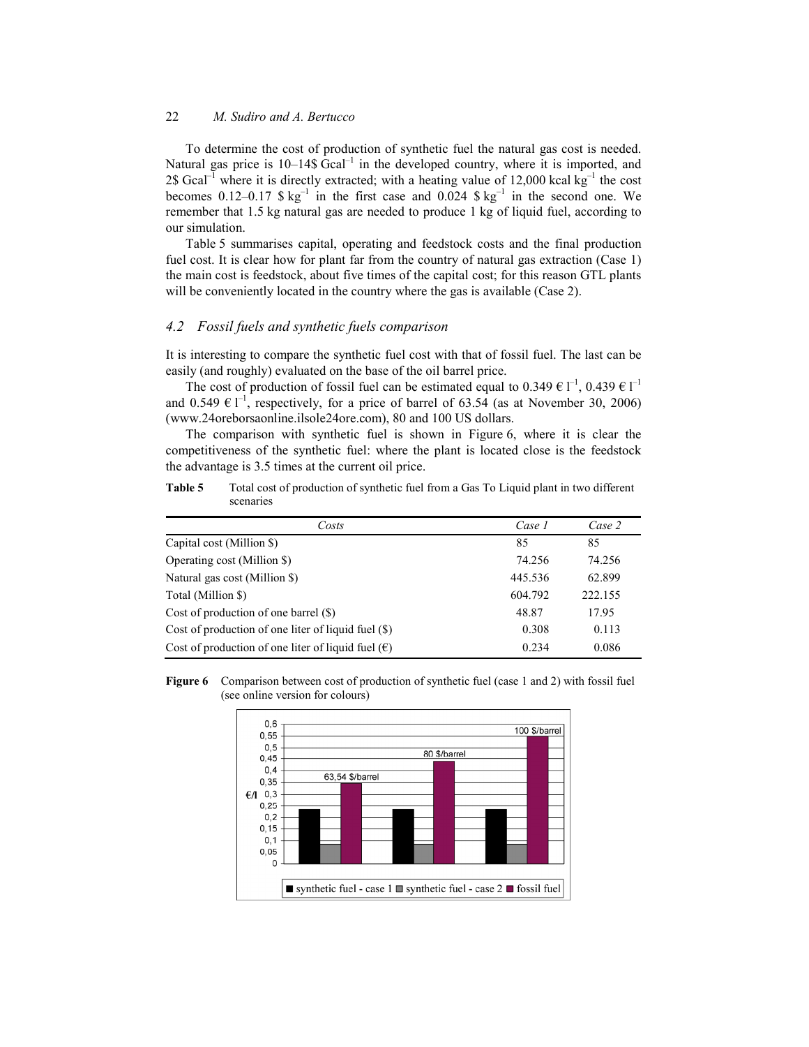To determine the cost of production of synthetic fuel the natural gas cost is needed. Natural gas price is 10–14\$ $Gcal^{-1}$ in the developed country, where it is imported, and 2\$ $Gcal^{-1}$ where it is directly extracted; with a heating value of 12,000 kcal $kg^{-1}$ the cost becomes 0.12–0.17 \$ $kg^{-1}$ in the first case and 0.024 \$ $kg^{-1}$ in the second one. We remember that 1.5 kg natural gas are needed to produce 1 kg of liquid fuel, according to our simulation.

Table 5 summarises capital, operating and feedstock costs and the final production fuel cost. It is clear how for plant far from the country of natural gas extraction (Case 1) the main cost is feedstock, about five times of the capital cost; for this reason GTL plants will be conveniently located in the country where the gas is available (Case 2).

### *4.2 Fossil fuels and synthetic fuels comparison*

It is interesting to compare the synthetic fuel cost with that of fossil fuel. The last can be easily (and roughly) evaluated on the base of the oil barrel price.

The cost of production of fossil fuel can be estimated equal to 0.349 € $l^{-1}$, 0.439 € $l^{-1}$ and 0.549 € $l^{-1}$, respectively, for a price of barrel of 63.54 (as at November 30, 2006) (www.24oreborsaonline.ilsole24ore.com), 80 and 100 US dollars.

The comparison with synthetic fuel is shown in Figure 6, where it is clear the competitiveness of the synthetic fuel: where the plant is located close is the feedstock the advantage is 3.5 times at the current oil price.

**Table 5** Total cost of production of synthetic fuel from a Gas To Liquid plant in two different scenarios

| *Costs* | *Case 1* | *Case 2* |
|---|---|---|
| Capital cost (Million \$) | 85 | 85 |
| Operating cost (Million \$) | 74.256 | 74.256 |
| Natural gas cost (Million \$) | 445.536 | 62.899 |
| Total (Million \$) | 604.792 | 222.155 |
| Cost of production of one barrel (\$) | 48.87 | 17.95 |
| Cost of production of one liter of liquid fuel (\$) | 0.308 | 0.113 |
| Cost of production of one liter of liquid fuel (€) | 0.234 | 0.086 |

**Figure 6** Comparison between cost of production of synthetic fuel (case 1 and 2) with fossil fuel (see online version for colours)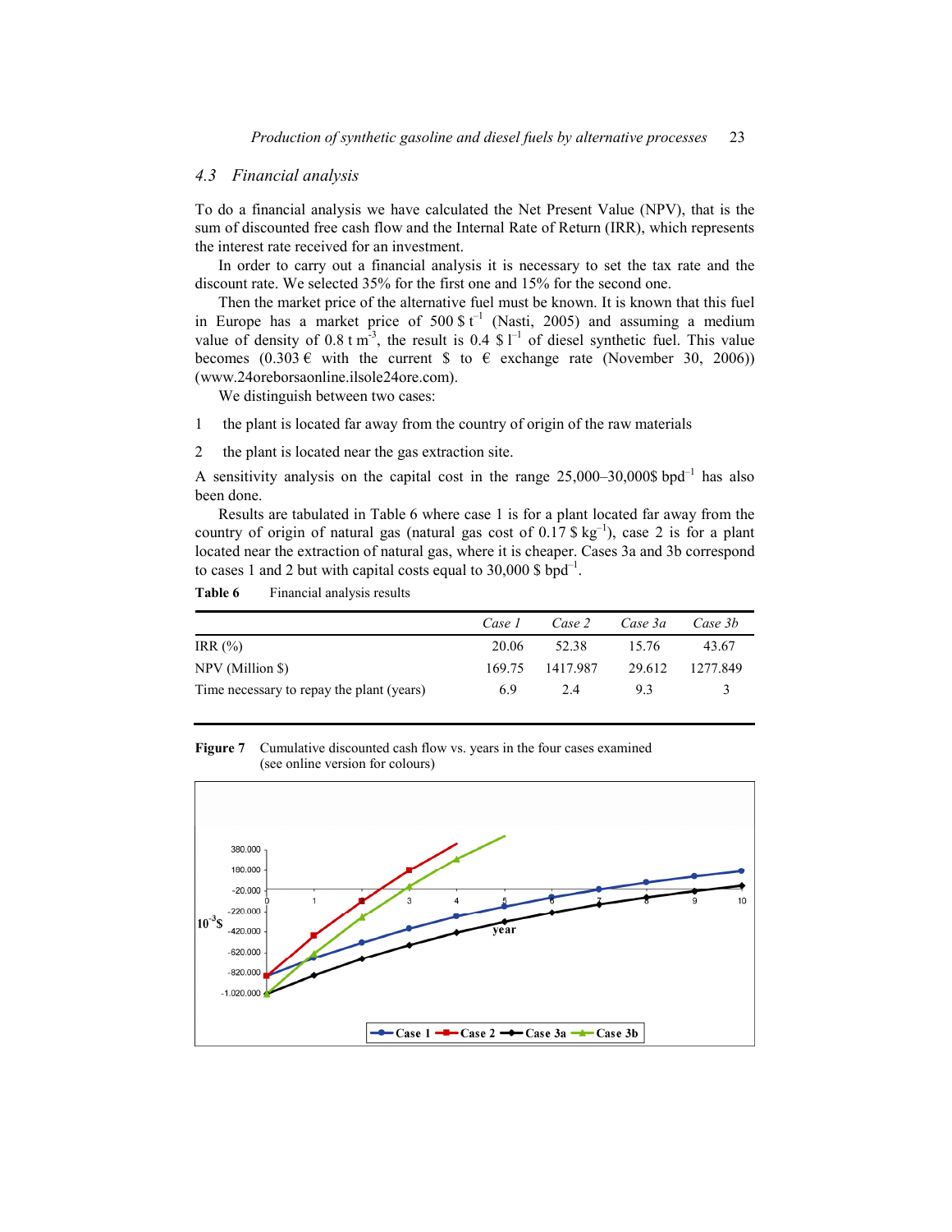## 4.3 Financial analysis

To do a financial analysis we have calculated the Net Present Value (NPV), that is the sum of discounted free cash flow and the Internal Rate of Return (IRR), which represents the interest rate received for an investment.

In order to carry out a financial analysis it is necessary to set the tax rate and the discount rate. We selected 35% for the first one and 15% for the second one.

Then the market price of the alternative fuel must be known. It is known that this fuel in Europe has a market price of 500 $ $t^{-1}$ (Nasti, 2005) and assuming a medium value of density of 0.8 t $m^{-3}$, the result is 0.4 $ $l^{-1}$ of diesel synthetic fuel. This value becomes (0.303 € with the current $ to € exchange rate (November 30, 2006)) (www.24oreborsaonline.ilsole24ore.com).

We distinguish between two cases:

1 the plant is located far away from the country of origin of the raw materials

2 the plant is located near the gas extraction site.

A sensitivity analysis on the capital cost in the range 25,000–30,000$ $bpd^{-1}$ has also been done.

Results are tabulated in Table 6 where case 1 is for a plant located far away from the country of origin of natural gas (natural gas cost of 0.17 $ $kg^{-1}$), case 2 is for a plant located near the extraction of natural gas, where it is cheaper. Cases 3a and 3b correspond to cases 1 and 2 but with capital costs equal to 30,000 $ $bpd^{-1}$.

**Table 6** Financial analysis results

| | *Case 1* | *Case 2* | *Case 3a* | *Case 3b* |
|---|---|---|---|---|
| IRR (%) | 20.06 | 52.38 | 15.76 | 43.67 |
| NPV (Million $) | 169.75 | 1417.987 | 29.612 | 1277.849 |
| Time necessary to repay the plant (years) | 6.9 | 2.4 | 9.3 | 3 |

**Figure 7** Cumulative discounted cash flow vs. years in the four cases examined (see online version for colours)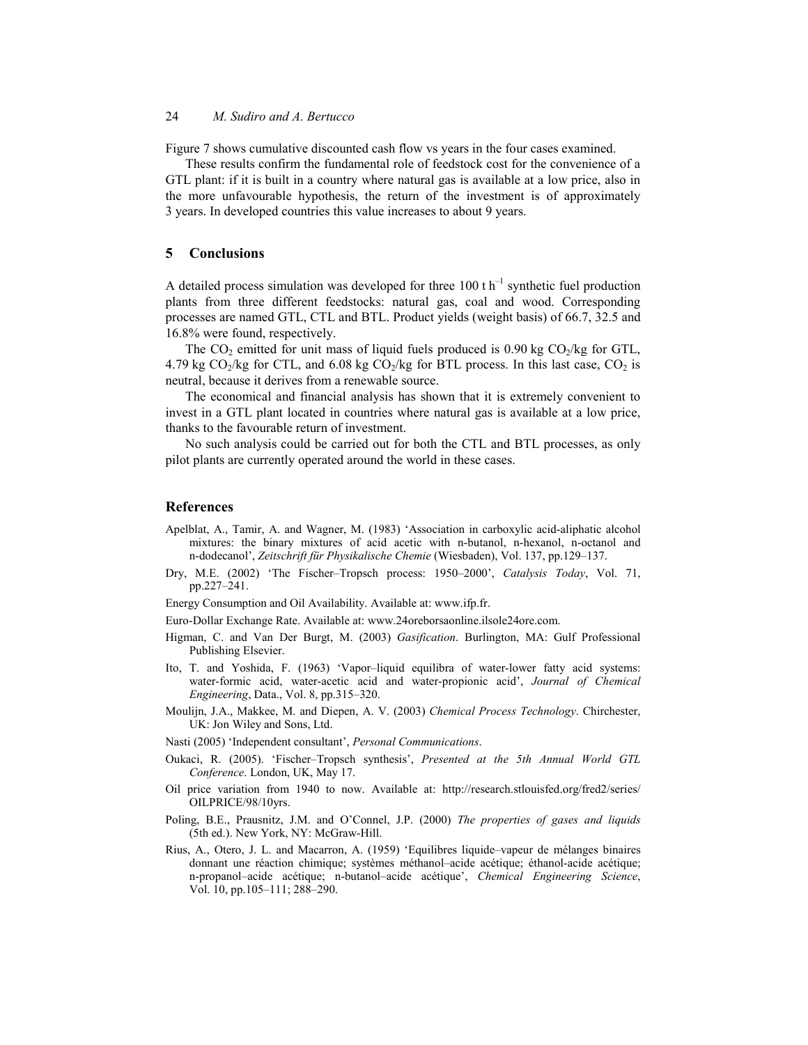Figure 7 shows cumulative discounted cash flow vs years in the four cases examined.

These results confirm the fundamental role of feedstock cost for the convenience of a GTL plant: if it is built in a country where natural gas is available at a low price, also in the more unfavourable hypothesis, the return of the investment is of approximately 3 years. In developed countries this value increases to about 9 years.

## 5 Conclusions

A detailed process simulation was developed for three 100 t $h^{-1}$ synthetic fuel production plants from three different feedstocks: natural gas, coal and wood. Corresponding processes are named GTL, CTL and BTL. Product yields (weight basis) of 66.7, 32.5 and 16.8% were found, respectively.

The $CO_2$ emitted for unit mass of liquid fuels produced is 0.90 kg $CO_2$/kg for GTL, 4.79 kg $CO_2$/kg for CTL, and 6.08 kg $CO_2$/kg for BTL process. In this last case, $CO_2$ is neutral, because it derives from a renewable source.

The economical and financial analysis has shown that it is extremely convenient to invest in a GTL plant located in countries where natural gas is available at a low price, thanks to the favourable return of investment.

No such analysis could be carried out for both the CTL and BTL processes, as only pilot plants are currently operated around the world in these cases.

## References

Apelblat, A., Tamir, A. and Wagner, M. (1983) 'Association in carboxylic acid-aliphatic alcohol mixtures: the binary mixtures of acid acetic with n-butanol, n-hexanol, n-octanol and n-dodecanol', *Zeitschrift für Physikalische Chemie* (Wiesbaden), Vol. 137, pp.129–137.

Dry, M.E. (2002) 'The Fischer–Tropsch process: 1950–2000', *Catalysis Today*, Vol. 71, pp.227–241.

Energy Consumption and Oil Availability. Available at: www.ifp.fr.

Euro-Dollar Exchange Rate. Available at: www.24oreborsaonline.ilsole24ore.com.

Higman, C. and Van Der Burgt, M. (2003) *Gasification*. Burlington, MA: Gulf Professional Publishing Elsevier.

Ito, T. and Yoshida, F. (1963) 'Vapor–liquid equilibra of water-lower fatty acid systems: water-formic acid, water-acetic acid and water-propionic acid', *Journal of Chemical Engineering*, Data., Vol. 8, pp.315–320.

Moulijn, J.A., Makkee, M. and Diepen, A. V. (2003) *Chemical Process Technology*. Chirchester, UK: Jon Wiley and Sons, Ltd.

Nasti (2005) 'Independent consultant', *Personal Communications*.

Oukaci, R. (2005). 'Fischer–Tropsch synthesis', *Presented at the 5th Annual World GTL Conference*. London, UK, May 17.

Oil price variation from 1940 to now. Available at: http://research.stlouisfed.org/fred2/series/OILPRICE/98/10yrs.

Poling, B.E., Prausnitz, J.M. and O'Connel, J.P. (2000) *The properties of gases and liquids* (5th ed.). New York, NY: McGraw-Hill.

Rius, A., Otero, J. L. and Macarron, A. (1959) 'Equilibres liquide–vapeur de mélanges binaires donnant une réaction chimique; systèmes méthanol–acide acétique; éthanol-acide acétique; n-propanol–acide acétique; n-butanol–acide acétique', *Chemical Engineering Science*, Vol. 10, pp.105–111; 288–290.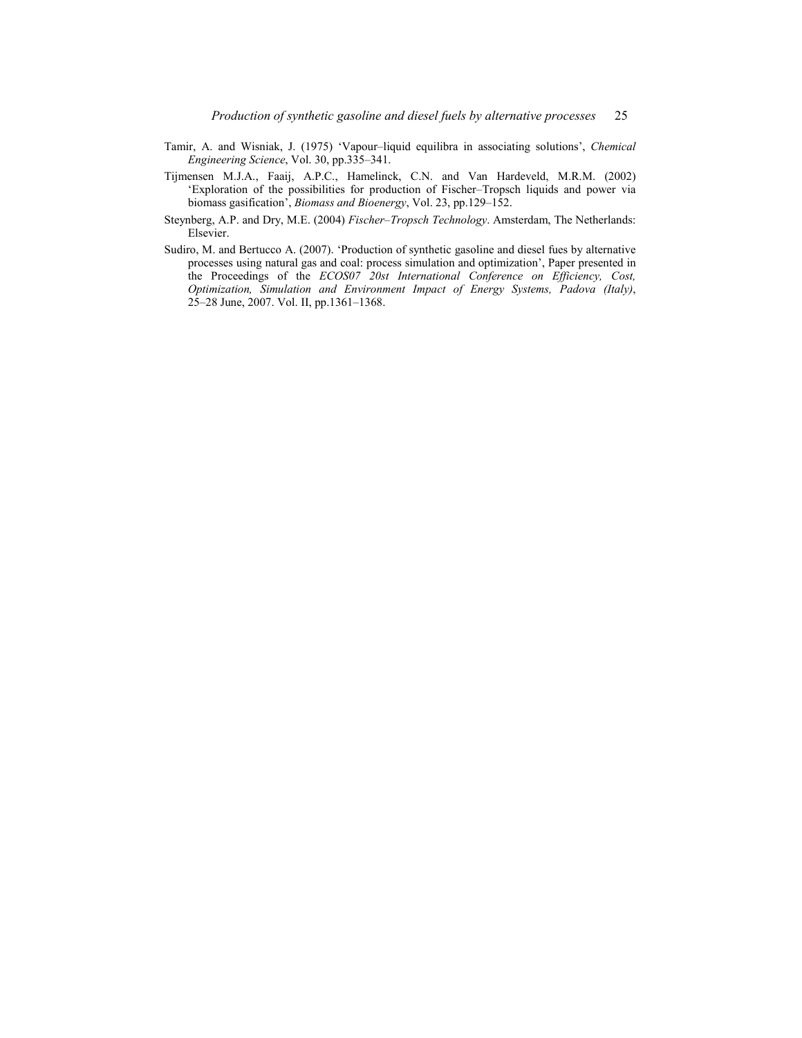Tamir, A. and Wisniak, J. (1975) 'Vapour–liquid equilibra in associating solutions', *Chemical Engineering Science*, Vol. 30, pp.335–341.

Tijmensen M.J.A., Faaij, A.P.C., Hamelinck, C.N. and Van Hardeveld, M.R.M. (2002) 'Exploration of the possibilities for production of Fischer–Tropsch liquids and power via biomass gasification', *Biomass and Bioenergy*, Vol. 23, pp.129–152.

Steynberg, A.P. and Dry, M.E. (2004) *Fischer–Tropsch Technology*. Amsterdam, The Netherlands: Elsevier.

Sudiro, M. and Bertucco A. (2007). 'Production of synthetic gasoline and diesel fues by alternative processes using natural gas and coal: process simulation and optimization', Paper presented in the Proceedings of the *ECOS07 20st International Conference on Efficiency, Cost, Optimization, Simulation and Environment Impact of Energy Systems, Padova (Italy)*, 25–28 June, 2007. Vol. II, pp.1361–1368.